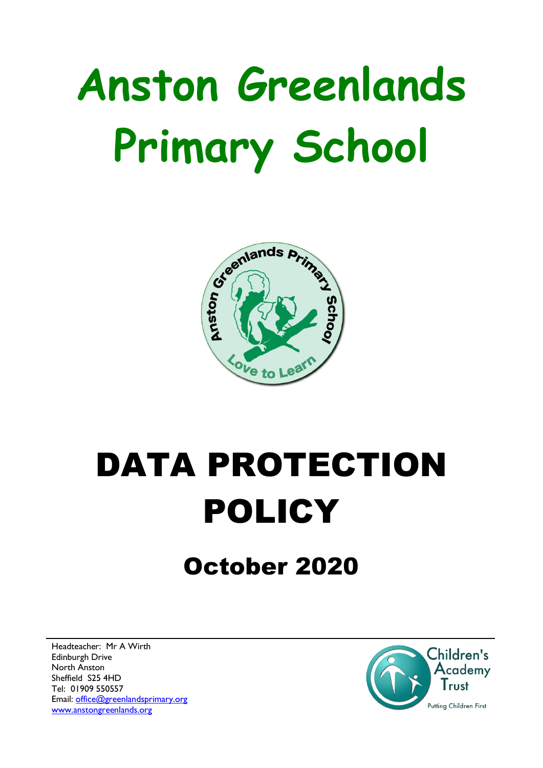# Anston Greenlands Primary School

# DATA PROTECTION POLICY

## October 2020

Headteacher: Mr A Wirth
Edinburgh Drive
North Anston
Sheffield S25 4HD
Tel: 01909 550557
Email: office@greenlandsprimary.org
www.anstongreenlands.org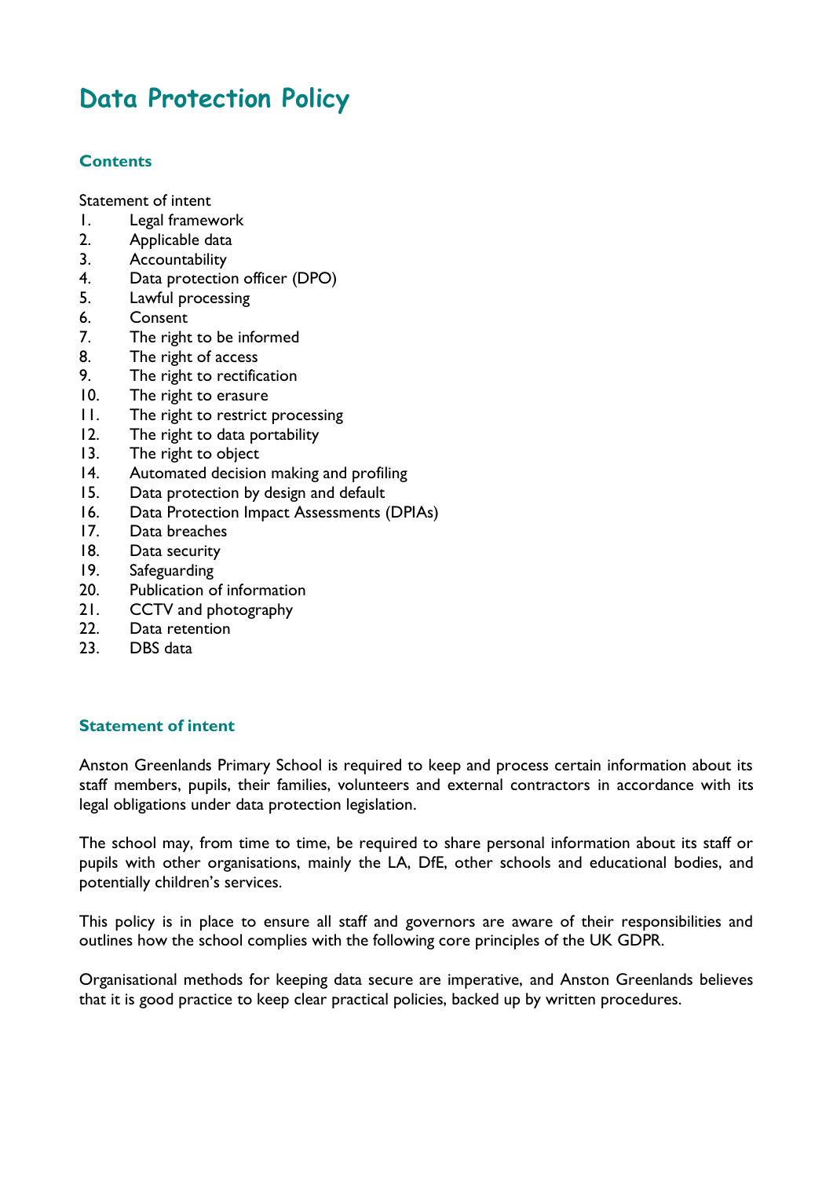# Data Protection Policy

## Contents

Statement of intent
1. Legal framework
2. Applicable data
3. Accountability
4. Data protection officer (DPO)
5. Lawful processing
6. Consent
7. The right to be informed
8. The right of access
9. The right to rectification
10. The right to erasure
11. The right to restrict processing
12. The right to data portability
13. The right to object
14. Automated decision making and profiling
15. Data protection by design and default
16. Data Protection Impact Assessments (DPIAs)
17. Data breaches
18. Data security
19. Safeguarding
20. Publication of information
21. CCTV and photography
22. Data retention
23. DBS data

## Statement of intent

Anston Greenlands Primary School is required to keep and process certain information about its staff members, pupils, their families, volunteers and external contractors in accordance with its legal obligations under data protection legislation.

The school may, from time to time, be required to share personal information about its staff or pupils with other organisations, mainly the LA, DfE, other schools and educational bodies, and potentially children's services.

This policy is in place to ensure all staff and governors are aware of their responsibilities and outlines how the school complies with the following core principles of the UK GDPR.

Organisational methods for keeping data secure are imperative, and Anston Greenlands believes that it is good practice to keep clear practical policies, backed up by written procedures.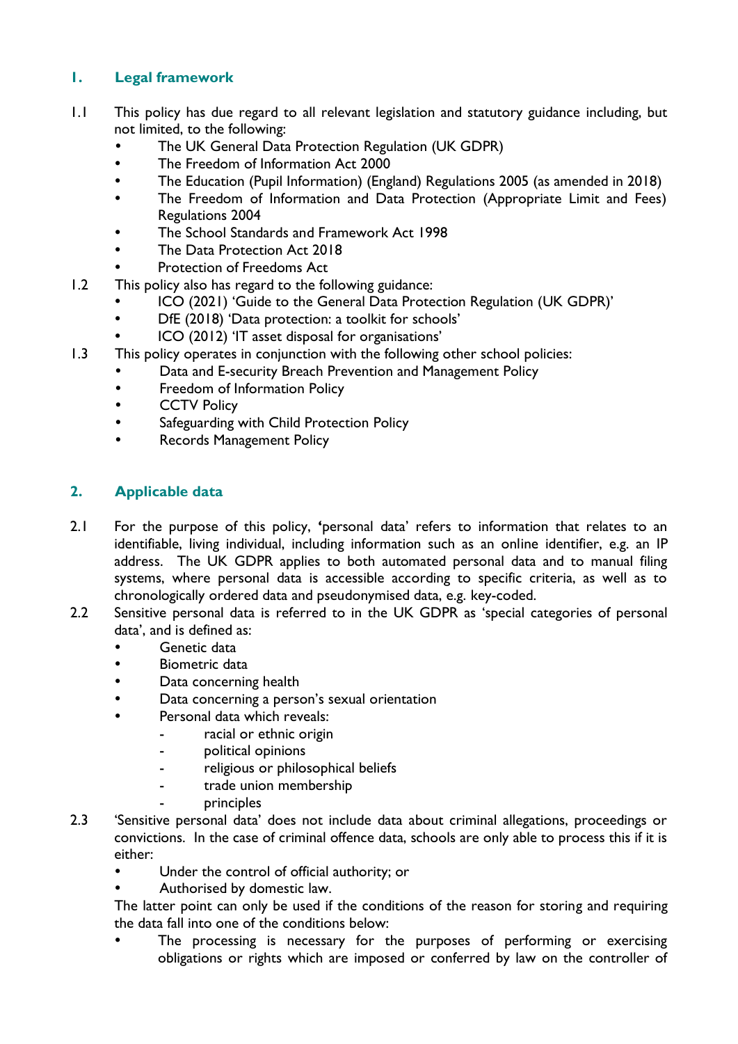## 1. Legal framework

1.1 This policy has due regard to all relevant legislation and statutory guidance including, but not limited, to the following:

- The UK General Data Protection Regulation (UK GDPR)
- The Freedom of Information Act 2000
- The Education (Pupil Information) (England) Regulations 2005 (as amended in 2018)
- The Freedom of Information and Data Protection (Appropriate Limit and Fees) Regulations 2004
- The School Standards and Framework Act 1998
- The Data Protection Act 2018
- Protection of Freedoms Act

1.2 This policy also has regard to the following guidance:

- ICO (2021) 'Guide to the General Data Protection Regulation (UK GDPR)'
- DfE (2018) 'Data protection: a toolkit for schools'
- ICO (2012) 'IT asset disposal for organisations'

1.3 This policy operates in conjunction with the following other school policies:

- Data and E-security Breach Prevention and Management Policy
- Freedom of Information Policy
- CCTV Policy
- Safeguarding with Child Protection Policy
- Records Management Policy

## 2. Applicable data

2.1 For the purpose of this policy, 'personal data' refers to information that relates to an identifiable, living individual, including information such as an online identifier, e.g. an IP address. The UK GDPR applies to both automated personal data and to manual filing systems, where personal data is accessible according to specific criteria, as well as to chronologically ordered data and pseudonymised data, e.g. key-coded.

2.2 Sensitive personal data is referred to in the UK GDPR as 'special categories of personal data', and is defined as:

- Genetic data
- Biometric data
- Data concerning health
- Data concerning a person's sexual orientation
- Personal data which reveals:
  - racial or ethnic origin
  - political opinions
  - religious or philosophical beliefs
  - trade union membership
  - principles

2.3 'Sensitive personal data' does not include data about criminal allegations, proceedings or convictions. In the case of criminal offence data, schools are only able to process this if it is either:

- Under the control of official authority; or
- Authorised by domestic law.

The latter point can only be used if the conditions of the reason for storing and requiring the data fall into one of the conditions below:

- The processing is necessary for the purposes of performing or exercising obligations or rights which are imposed or conferred by law on the controller of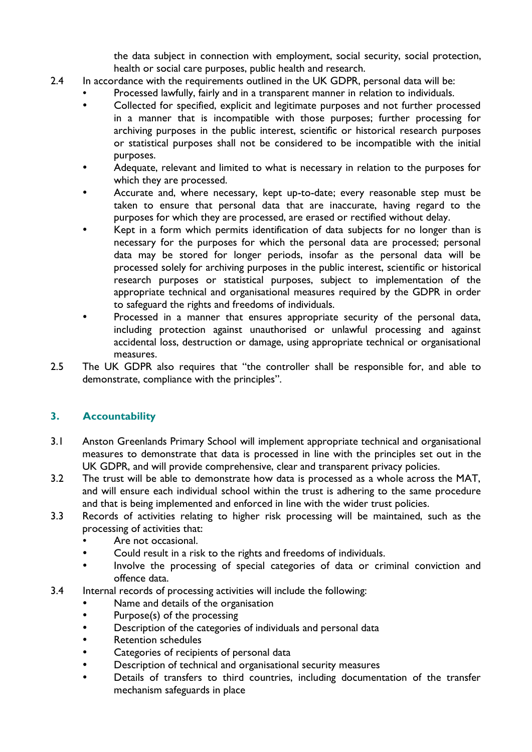the data subject in connection with employment, social security, social protection, health or social care purposes, public health and research.

2.4 In accordance with the requirements outlined in the UK GDPR, personal data will be:

- Processed lawfully, fairly and in a transparent manner in relation to individuals.
- Collected for specified, explicit and legitimate purposes and not further processed in a manner that is incompatible with those purposes; further processing for archiving purposes in the public interest, scientific or historical research purposes or statistical purposes shall not be considered to be incompatible with the initial purposes.
- Adequate, relevant and limited to what is necessary in relation to the purposes for which they are processed.
- Accurate and, where necessary, kept up-to-date; every reasonable step must be taken to ensure that personal data that are inaccurate, having regard to the purposes for which they are processed, are erased or rectified without delay.
- Kept in a form which permits identification of data subjects for no longer than is necessary for the purposes for which the personal data are processed; personal data may be stored for longer periods, insofar as the personal data will be processed solely for archiving purposes in the public interest, scientific or historical research purposes or statistical purposes, subject to implementation of the appropriate technical and organisational measures required by the GDPR in order to safeguard the rights and freedoms of individuals.
- Processed in a manner that ensures appropriate security of the personal data, including protection against unauthorised or unlawful processing and against accidental loss, destruction or damage, using appropriate technical or organisational measures.

2.5 The UK GDPR also requires that "the controller shall be responsible for, and able to demonstrate, compliance with the principles".

## 3. Accountability

3.1 Anston Greenlands Primary School will implement appropriate technical and organisational measures to demonstrate that data is processed in line with the principles set out in the UK GDPR, and will provide comprehensive, clear and transparent privacy policies.

3.2 The trust will be able to demonstrate how data is processed as a whole across the MAT, and will ensure each individual school within the trust is adhering to the same procedure and that is being implemented and enforced in line with the wider trust policies.

3.3 Records of activities relating to higher risk processing will be maintained, such as the processing of activities that:

- Are not occasional.
- Could result in a risk to the rights and freedoms of individuals.
- Involve the processing of special categories of data or criminal conviction and offence data.

3.4 Internal records of processing activities will include the following:

- Name and details of the organisation
- Purpose(s) of the processing
- Description of the categories of individuals and personal data
- Retention schedules
- Categories of recipients of personal data
- Description of technical and organisational security measures
- Details of transfers to third countries, including documentation of the transfer mechanism safeguards in place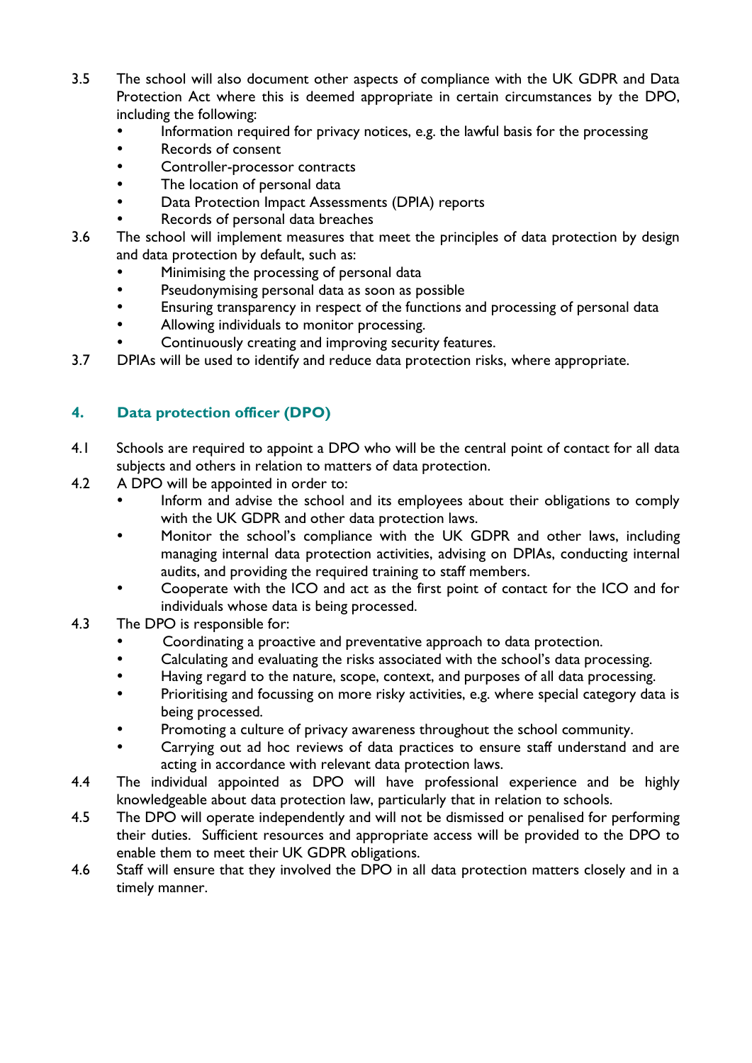3.5 The school will also document other aspects of compliance with the UK GDPR and Data Protection Act where this is deemed appropriate in certain circumstances by the DPO, including the following:

- Information required for privacy notices, e.g. the lawful basis for the processing
- Records of consent
- Controller-processor contracts
- The location of personal data
- Data Protection Impact Assessments (DPIA) reports
- Records of personal data breaches

3.6 The school will implement measures that meet the principles of data protection by design and data protection by default, such as:

- Minimising the processing of personal data
- Pseudonymising personal data as soon as possible
- Ensuring transparency in respect of the functions and processing of personal data
- Allowing individuals to monitor processing.
- Continuously creating and improving security features.

3.7 DPIAs will be used to identify and reduce data protection risks, where appropriate.

## 4. Data protection officer (DPO)

4.1 Schools are required to appoint a DPO who will be the central point of contact for all data subjects and others in relation to matters of data protection.

4.2 A DPO will be appointed in order to:

- Inform and advise the school and its employees about their obligations to comply with the UK GDPR and other data protection laws.
- Monitor the school's compliance with the UK GDPR and other laws, including managing internal data protection activities, advising on DPIAs, conducting internal audits, and providing the required training to staff members.
- Cooperate with the ICO and act as the first point of contact for the ICO and for individuals whose data is being processed.

4.3 The DPO is responsible for:

- Coordinating a proactive and preventative approach to data protection.
- Calculating and evaluating the risks associated with the school's data processing.
- Having regard to the nature, scope, context, and purposes of all data processing.
- Prioritising and focussing on more risky activities, e.g. where special category data is being processed.
- Promoting a culture of privacy awareness throughout the school community.
- Carrying out ad hoc reviews of data practices to ensure staff understand and are acting in accordance with relevant data protection laws.

4.4 The individual appointed as DPO will have professional experience and be highly knowledgeable about data protection law, particularly that in relation to schools.

4.5 The DPO will operate independently and will not be dismissed or penalised for performing their duties. Sufficient resources and appropriate access will be provided to the DPO to enable them to meet their UK GDPR obligations.

4.6 Staff will ensure that they involved the DPO in all data protection matters closely and in a timely manner.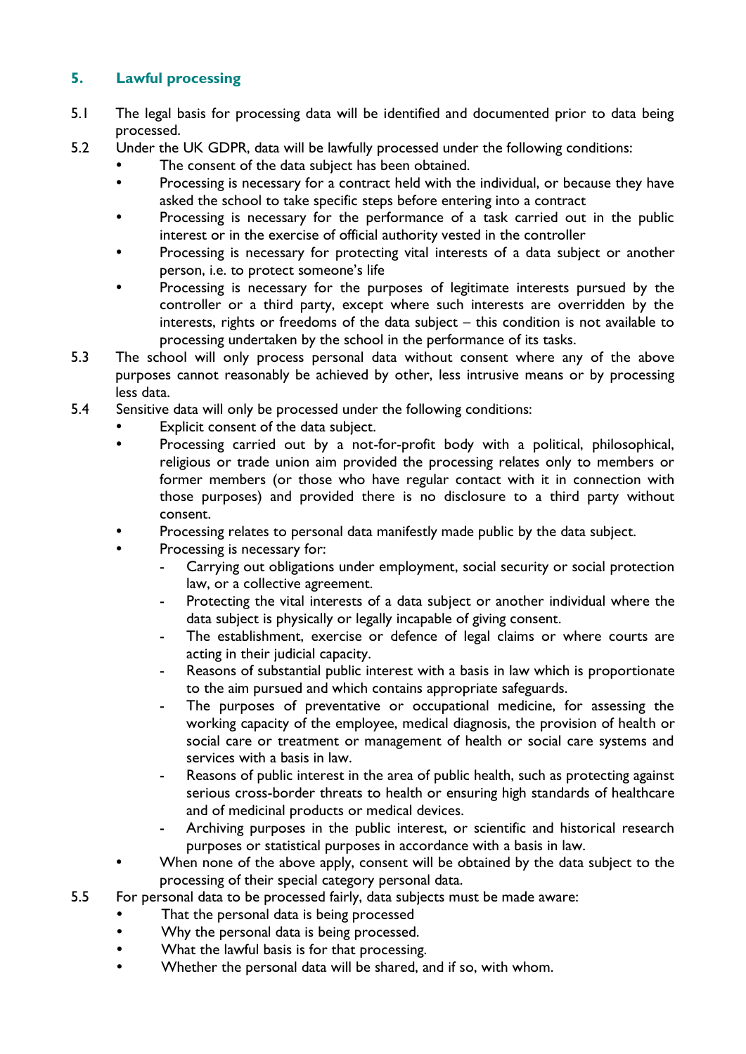## 5. Lawful processing

5.1 The legal basis for processing data will be identified and documented prior to data being processed.

5.2 Under the UK GDPR, data will be lawfully processed under the following conditions:

- The consent of the data subject has been obtained.
- Processing is necessary for a contract held with the individual, or because they have asked the school to take specific steps before entering into a contract
- Processing is necessary for the performance of a task carried out in the public interest or in the exercise of official authority vested in the controller
- Processing is necessary for protecting vital interests of a data subject or another person, i.e. to protect someone's life
- Processing is necessary for the purposes of legitimate interests pursued by the controller or a third party, except where such interests are overridden by the interests, rights or freedoms of the data subject – this condition is not available to processing undertaken by the school in the performance of its tasks.

5.3 The school will only process personal data without consent where any of the above purposes cannot reasonably be achieved by other, less intrusive means or by processing less data.

5.4 Sensitive data will only be processed under the following conditions:

- Explicit consent of the data subject.
- Processing carried out by a not-for-profit body with a political, philosophical, religious or trade union aim provided the processing relates only to members or former members (or those who have regular contact with it in connection with those purposes) and provided there is no disclosure to a third party without consent.
- Processing relates to personal data manifestly made public by the data subject.
- Processing is necessary for:
  - Carrying out obligations under employment, social security or social protection law, or a collective agreement.
  - Protecting the vital interests of a data subject or another individual where the data subject is physically or legally incapable of giving consent.
  - The establishment, exercise or defence of legal claims or where courts are acting in their judicial capacity.
  - Reasons of substantial public interest with a basis in law which is proportionate to the aim pursued and which contains appropriate safeguards.
  - The purposes of preventative or occupational medicine, for assessing the working capacity of the employee, medical diagnosis, the provision of health or social care or treatment or management of health or social care systems and services with a basis in law.
  - Reasons of public interest in the area of public health, such as protecting against serious cross-border threats to health or ensuring high standards of healthcare and of medicinal products or medical devices.
  - Archiving purposes in the public interest, or scientific and historical research purposes or statistical purposes in accordance with a basis in law.
- When none of the above apply, consent will be obtained by the data subject to the processing of their special category personal data.

5.5 For personal data to be processed fairly, data subjects must be made aware:

- That the personal data is being processed
- Why the personal data is being processed.
- What the lawful basis is for that processing.
- Whether the personal data will be shared, and if so, with whom.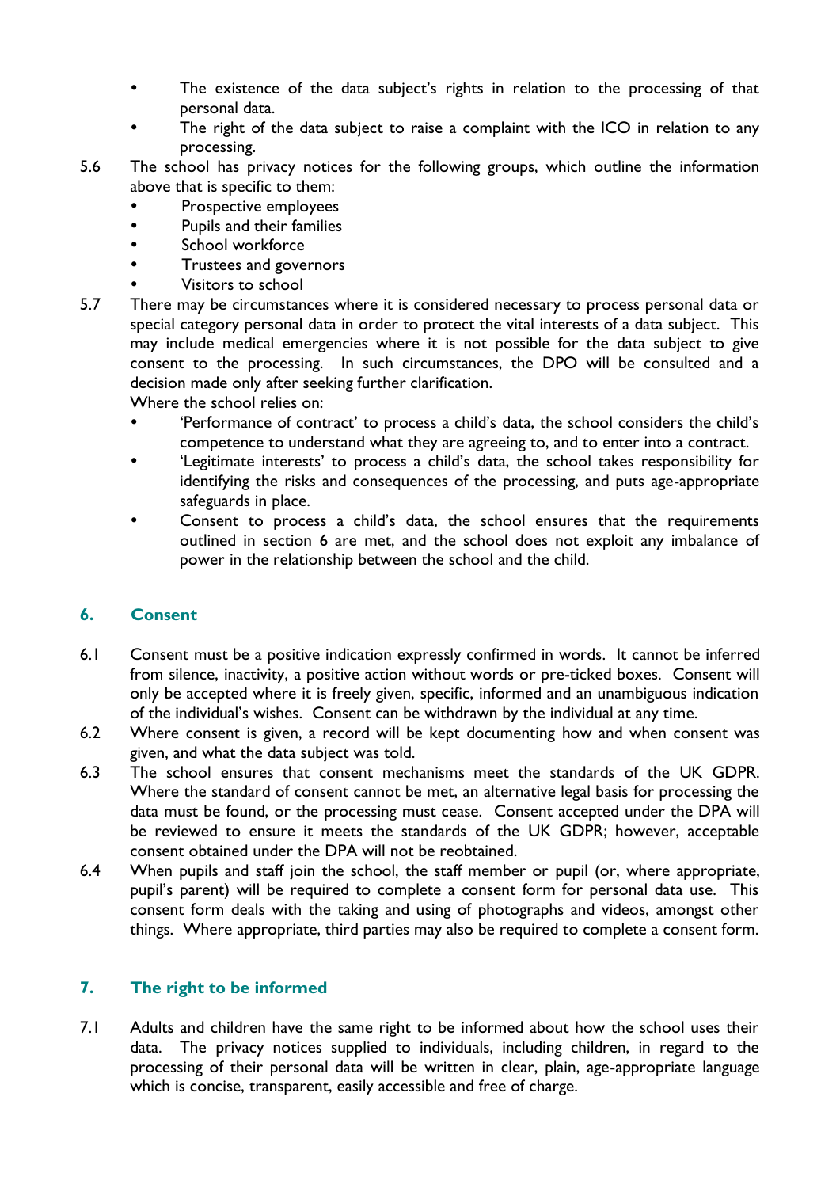- The existence of the data subject's rights in relation to the processing of that personal data.
- The right of the data subject to raise a complaint with the ICO in relation to any processing.

5.6 The school has privacy notices for the following groups, which outline the information above that is specific to them:

- Prospective employees
- Pupils and their families
- School workforce
- Trustees and governors
- Visitors to school

5.7 There may be circumstances where it is considered necessary to process personal data or special category personal data in order to protect the vital interests of a data subject. This may include medical emergencies where it is not possible for the data subject to give consent to the processing. In such circumstances, the DPO will be consulted and a decision made only after seeking further clarification.

Where the school relies on:

- 'Performance of contract' to process a child's data, the school considers the child's competence to understand what they are agreeing to, and to enter into a contract.
- 'Legitimate interests' to process a child's data, the school takes responsibility for identifying the risks and consequences of the processing, and puts age-appropriate safeguards in place.
- Consent to process a child's data, the school ensures that the requirements outlined in section 6 are met, and the school does not exploit any imbalance of power in the relationship between the school and the child.

## 6. Consent

6.1 Consent must be a positive indication expressly confirmed in words. It cannot be inferred from silence, inactivity, a positive action without words or pre-ticked boxes. Consent will only be accepted where it is freely given, specific, informed and an unambiguous indication of the individual's wishes. Consent can be withdrawn by the individual at any time.

6.2 Where consent is given, a record will be kept documenting how and when consent was given, and what the data subject was told.

6.3 The school ensures that consent mechanisms meet the standards of the UK GDPR. Where the standard of consent cannot be met, an alternative legal basis for processing the data must be found, or the processing must cease. Consent accepted under the DPA will be reviewed to ensure it meets the standards of the UK GDPR; however, acceptable consent obtained under the DPA will not be reobtained.

6.4 When pupils and staff join the school, the staff member or pupil (or, where appropriate, pupil's parent) will be required to complete a consent form for personal data use. This consent form deals with the taking and using of photographs and videos, amongst other things. Where appropriate, third parties may also be required to complete a consent form.

## 7. The right to be informed

7.1 Adults and children have the same right to be informed about how the school uses their data. The privacy notices supplied to individuals, including children, in regard to the processing of their personal data will be written in clear, plain, age-appropriate language which is concise, transparent, easily accessible and free of charge.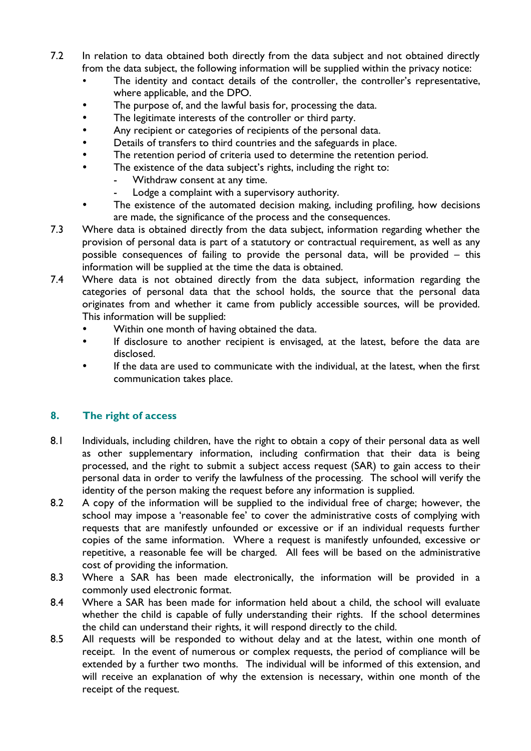7.2 In relation to data obtained both directly from the data subject and not obtained directly from the data subject, the following information will be supplied within the privacy notice:

- The identity and contact details of the controller, the controller's representative, where applicable, and the DPO.
- The purpose of, and the lawful basis for, processing the data.
- The legitimate interests of the controller or third party.
- Any recipient or categories of recipients of the personal data.
- Details of transfers to third countries and the safeguards in place.
- The retention period of criteria used to determine the retention period.
- The existence of the data subject's rights, including the right to:
  - Withdraw consent at any time.
  - Lodge a complaint with a supervisory authority.
- The existence of the automated decision making, including profiling, how decisions are made, the significance of the process and the consequences.

7.3 Where data is obtained directly from the data subject, information regarding whether the provision of personal data is part of a statutory or contractual requirement, as well as any possible consequences of failing to provide the personal data, will be provided – this information will be supplied at the time the data is obtained.

7.4 Where data is not obtained directly from the data subject, information regarding the categories of personal data that the school holds, the source that the personal data originates from and whether it came from publicly accessible sources, will be provided. This information will be supplied:

- Within one month of having obtained the data.
- If disclosure to another recipient is envisaged, at the latest, before the data are disclosed.
- If the data are used to communicate with the individual, at the latest, when the first communication takes place.

## 8. The right of access

8.1 Individuals, including children, have the right to obtain a copy of their personal data as well as other supplementary information, including confirmation that their data is being processed, and the right to submit a subject access request (SAR) to gain access to their personal data in order to verify the lawfulness of the processing. The school will verify the identity of the person making the request before any information is supplied.

8.2 A copy of the information will be supplied to the individual free of charge; however, the school may impose a 'reasonable fee' to cover the administrative costs of complying with requests that are manifestly unfounded or excessive or if an individual requests further copies of the same information. Where a request is manifestly unfounded, excessive or repetitive, a reasonable fee will be charged. All fees will be based on the administrative cost of providing the information.

8.3 Where a SAR has been made electronically, the information will be provided in a commonly used electronic format.

8.4 Where a SAR has been made for information held about a child, the school will evaluate whether the child is capable of fully understanding their rights. If the school determines the child can understand their rights, it will respond directly to the child.

8.5 All requests will be responded to without delay and at the latest, within one month of receipt. In the event of numerous or complex requests, the period of compliance will be extended by a further two months. The individual will be informed of this extension, and will receive an explanation of why the extension is necessary, within one month of the receipt of the request.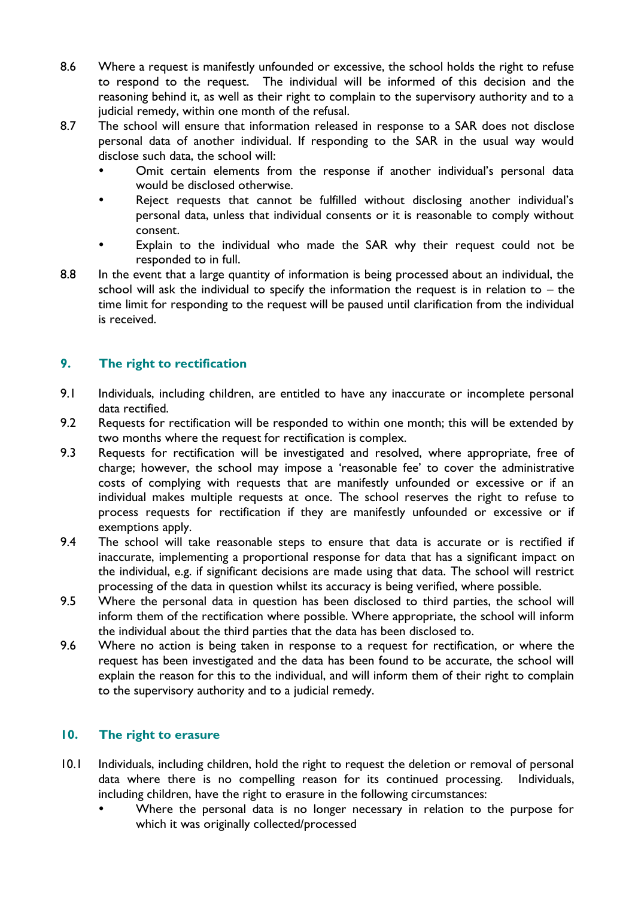8.6 Where a request is manifestly unfounded or excessive, the school holds the right to refuse to respond to the request. The individual will be informed of this decision and the reasoning behind it, as well as their right to complain to the supervisory authority and to a judicial remedy, within one month of the refusal.

8.7 The school will ensure that information released in response to a SAR does not disclose personal data of another individual. If responding to the SAR in the usual way would disclose such data, the school will:

- Omit certain elements from the response if another individual's personal data would be disclosed otherwise.
- Reject requests that cannot be fulfilled without disclosing another individual's personal data, unless that individual consents or it is reasonable to comply without consent.
- Explain to the individual who made the SAR why their request could not be responded to in full.

8.8 In the event that a large quantity of information is being processed about an individual, the school will ask the individual to specify the information the request is in relation to – the time limit for responding to the request will be paused until clarification from the individual is received.

## 9. The right to rectification

9.1 Individuals, including children, are entitled to have any inaccurate or incomplete personal data rectified.

9.2 Requests for rectification will be responded to within one month; this will be extended by two months where the request for rectification is complex.

9.3 Requests for rectification will be investigated and resolved, where appropriate, free of charge; however, the school may impose a 'reasonable fee' to cover the administrative costs of complying with requests that are manifestly unfounded or excessive or if an individual makes multiple requests at once. The school reserves the right to refuse to process requests for rectification if they are manifestly unfounded or excessive or if exemptions apply.

9.4 The school will take reasonable steps to ensure that data is accurate or is rectified if inaccurate, implementing a proportional response for data that has a significant impact on the individual, e.g. if significant decisions are made using that data. The school will restrict processing of the data in question whilst its accuracy is being verified, where possible.

9.5 Where the personal data in question has been disclosed to third parties, the school will inform them of the rectification where possible. Where appropriate, the school will inform the individual about the third parties that the data has been disclosed to.

9.6 Where no action is being taken in response to a request for rectification, or where the request has been investigated and the data has been found to be accurate, the school will explain the reason for this to the individual, and will inform them of their right to complain to the supervisory authority and to a judicial remedy.

## 10. The right to erasure

10.1 Individuals, including children, hold the right to request the deletion or removal of personal data where there is no compelling reason for its continued processing. Individuals, including children, have the right to erasure in the following circumstances:

- Where the personal data is no longer necessary in relation to the purpose for which it was originally collected/processed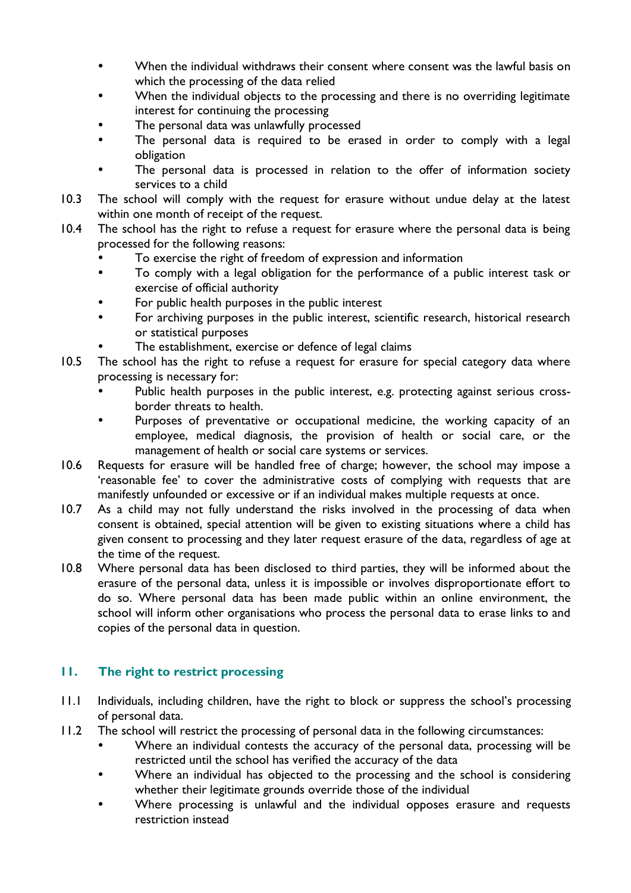- When the individual withdraws their consent where consent was the lawful basis on which the processing of the data relied
- When the individual objects to the processing and there is no overriding legitimate interest for continuing the processing
- The personal data was unlawfully processed
- The personal data is required to be erased in order to comply with a legal obligation
- The personal data is processed in relation to the offer of information society services to a child

10.3 The school will comply with the request for erasure without undue delay at the latest within one month of receipt of the request.

10.4 The school has the right to refuse a request for erasure where the personal data is being processed for the following reasons:

- To exercise the right of freedom of expression and information
- To comply with a legal obligation for the performance of a public interest task or exercise of official authority
- For public health purposes in the public interest
- For archiving purposes in the public interest, scientific research, historical research or statistical purposes
- The establishment, exercise or defence of legal claims

10.5 The school has the right to refuse a request for erasure for special category data where processing is necessary for:

- Public health purposes in the public interest, e.g. protecting against serious cross-border threats to health.
- Purposes of preventative or occupational medicine, the working capacity of an employee, medical diagnosis, the provision of health or social care, or the management of health or social care systems or services.

10.6 Requests for erasure will be handled free of charge; however, the school may impose a 'reasonable fee' to cover the administrative costs of complying with requests that are manifestly unfounded or excessive or if an individual makes multiple requests at once.

10.7 As a child may not fully understand the risks involved in the processing of data when consent is obtained, special attention will be given to existing situations where a child has given consent to processing and they later request erasure of the data, regardless of age at the time of the request.

10.8 Where personal data has been disclosed to third parties, they will be informed about the erasure of the personal data, unless it is impossible or involves disproportionate effort to do so. Where personal data has been made public within an online environment, the school will inform other organisations who process the personal data to erase links to and copies of the personal data in question.

## 11. The right to restrict processing

11.1 Individuals, including children, have the right to block or suppress the school's processing of personal data.

11.2 The school will restrict the processing of personal data in the following circumstances:

- Where an individual contests the accuracy of the personal data, processing will be restricted until the school has verified the accuracy of the data
- Where an individual has objected to the processing and the school is considering whether their legitimate grounds override those of the individual
- Where processing is unlawful and the individual opposes erasure and requests restriction instead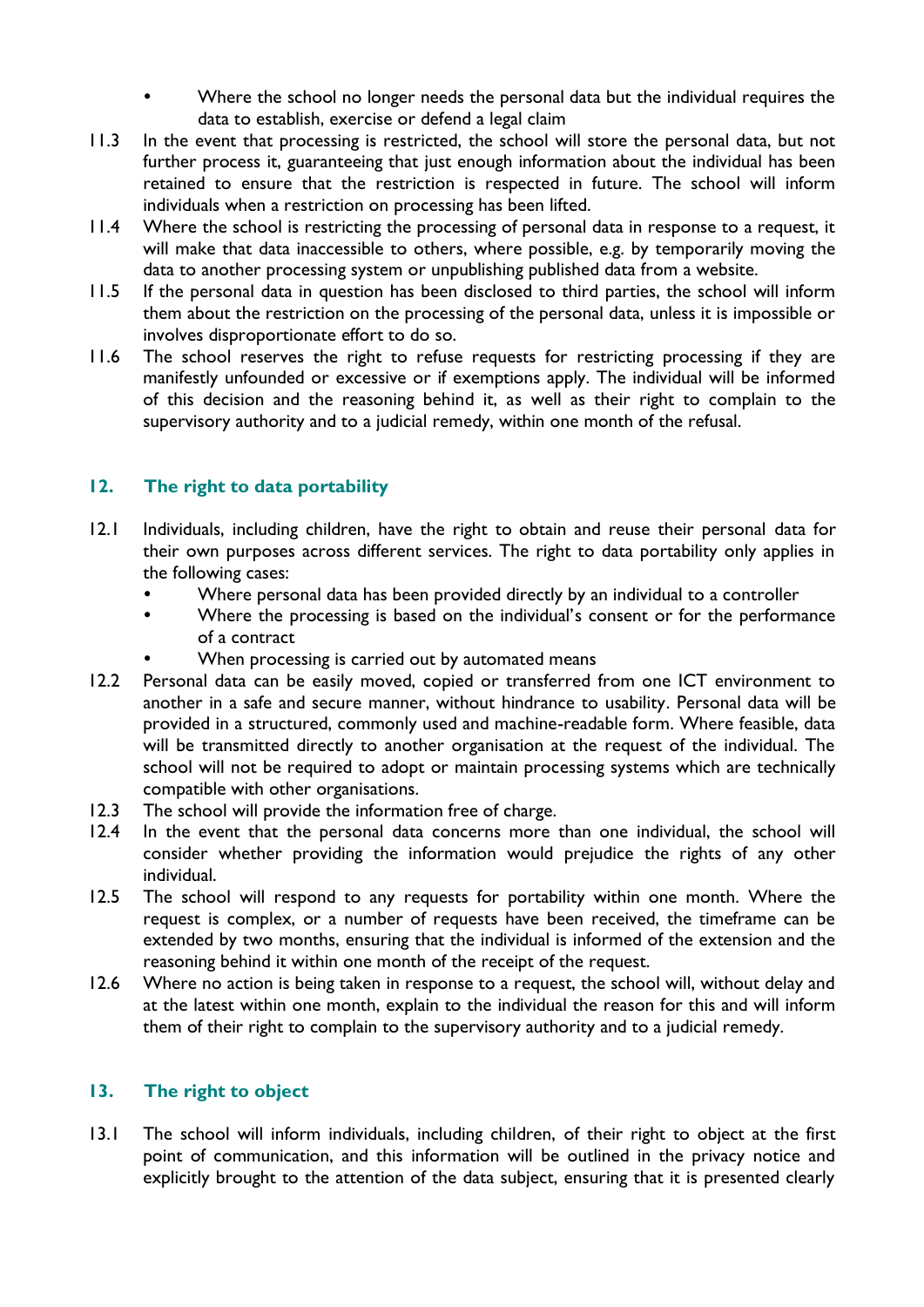- Where the school no longer needs the personal data but the individual requires the data to establish, exercise or defend a legal claim

11.3 In the event that processing is restricted, the school will store the personal data, but not further process it, guaranteeing that just enough information about the individual has been retained to ensure that the restriction is respected in future. The school will inform individuals when a restriction on processing has been lifted.

11.4 Where the school is restricting the processing of personal data in response to a request, it will make that data inaccessible to others, where possible, e.g. by temporarily moving the data to another processing system or unpublishing published data from a website.

11.5 If the personal data in question has been disclosed to third parties, the school will inform them about the restriction on the processing of the personal data, unless it is impossible or involves disproportionate effort to do so.

11.6 The school reserves the right to refuse requests for restricting processing if they are manifestly unfounded or excessive or if exemptions apply. The individual will be informed of this decision and the reasoning behind it, as well as their right to complain to the supervisory authority and to a judicial remedy, within one month of the refusal.

## 12. The right to data portability

12.1 Individuals, including children, have the right to obtain and reuse their personal data for their own purposes across different services. The right to data portability only applies in the following cases:

- Where personal data has been provided directly by an individual to a controller
- Where the processing is based on the individual's consent or for the performance of a contract
- When processing is carried out by automated means

12.2 Personal data can be easily moved, copied or transferred from one ICT environment to another in a safe and secure manner, without hindrance to usability. Personal data will be provided in a structured, commonly used and machine-readable form. Where feasible, data will be transmitted directly to another organisation at the request of the individual. The school will not be required to adopt or maintain processing systems which are technically compatible with other organisations.

12.3 The school will provide the information free of charge.

12.4 In the event that the personal data concerns more than one individual, the school will consider whether providing the information would prejudice the rights of any other individual.

12.5 The school will respond to any requests for portability within one month. Where the request is complex, or a number of requests have been received, the timeframe can be extended by two months, ensuring that the individual is informed of the extension and the reasoning behind it within one month of the receipt of the request.

12.6 Where no action is being taken in response to a request, the school will, without delay and at the latest within one month, explain to the individual the reason for this and will inform them of their right to complain to the supervisory authority and to a judicial remedy.

## 13. The right to object

13.1 The school will inform individuals, including children, of their right to object at the first point of communication, and this information will be outlined in the privacy notice and explicitly brought to the attention of the data subject, ensuring that it is presented clearly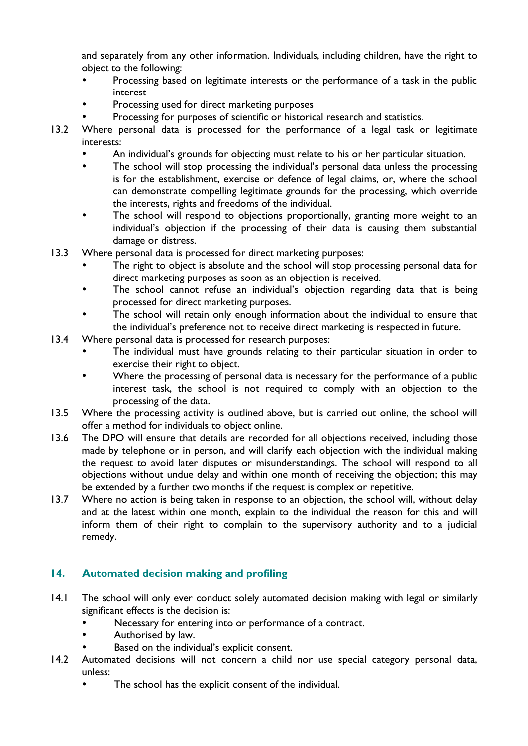and separately from any other information. Individuals, including children, have the right to object to the following:

- Processing based on legitimate interests or the performance of a task in the public interest
- Processing used for direct marketing purposes
- Processing for purposes of scientific or historical research and statistics.

13.2 Where personal data is processed for the performance of a legal task or legitimate interests:

- An individual's grounds for objecting must relate to his or her particular situation.
- The school will stop processing the individual's personal data unless the processing is for the establishment, exercise or defence of legal claims, or, where the school can demonstrate compelling legitimate grounds for the processing, which override the interests, rights and freedoms of the individual.
- The school will respond to objections proportionally, granting more weight to an individual's objection if the processing of their data is causing them substantial damage or distress.

13.3 Where personal data is processed for direct marketing purposes:

- The right to object is absolute and the school will stop processing personal data for direct marketing purposes as soon as an objection is received.
- The school cannot refuse an individual's objection regarding data that is being processed for direct marketing purposes.
- The school will retain only enough information about the individual to ensure that the individual's preference not to receive direct marketing is respected in future.

13.4 Where personal data is processed for research purposes:

- The individual must have grounds relating to their particular situation in order to exercise their right to object.
- Where the processing of personal data is necessary for the performance of a public interest task, the school is not required to comply with an objection to the processing of the data.

13.5 Where the processing activity is outlined above, but is carried out online, the school will offer a method for individuals to object online.

13.6 The DPO will ensure that details are recorded for all objections received, including those made by telephone or in person, and will clarify each objection with the individual making the request to avoid later disputes or misunderstandings. The school will respond to all objections without undue delay and within one month of receiving the objection; this may be extended by a further two months if the request is complex or repetitive.

13.7 Where no action is being taken in response to an objection, the school will, without delay and at the latest within one month, explain to the individual the reason for this and will inform them of their right to complain to the supervisory authority and to a judicial remedy.

## 14. Automated decision making and profiling

14.1 The school will only ever conduct solely automated decision making with legal or similarly significant effects is the decision is:

- Necessary for entering into or performance of a contract.
- Authorised by law.
- Based on the individual's explicit consent.

14.2 Automated decisions will not concern a child nor use special category personal data, unless:

- The school has the explicit consent of the individual.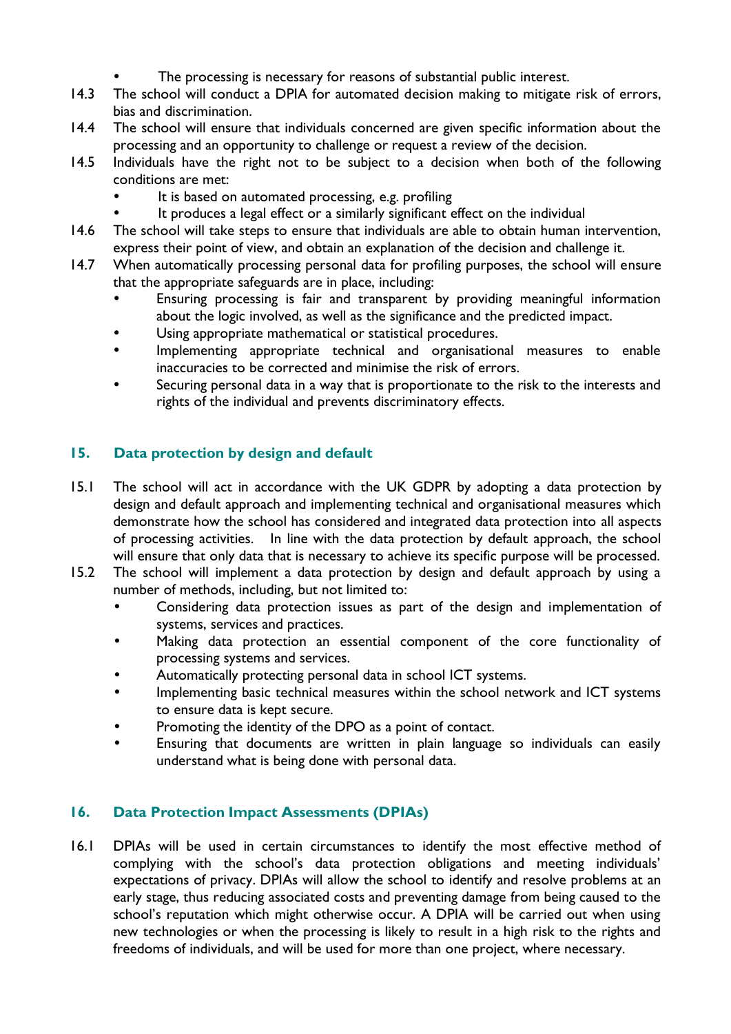- The processing is necessary for reasons of substantial public interest.

14.3 The school will conduct a DPIA for automated decision making to mitigate risk of errors, bias and discrimination.

14.4 The school will ensure that individuals concerned are given specific information about the processing and an opportunity to challenge or request a review of the decision.

14.5 Individuals have the right not to be subject to a decision when both of the following conditions are met:

- It is based on automated processing, e.g. profiling
- It produces a legal effect or a similarly significant effect on the individual

14.6 The school will take steps to ensure that individuals are able to obtain human intervention, express their point of view, and obtain an explanation of the decision and challenge it.

14.7 When automatically processing personal data for profiling purposes, the school will ensure that the appropriate safeguards are in place, including:

- Ensuring processing is fair and transparent by providing meaningful information about the logic involved, as well as the significance and the predicted impact.
- Using appropriate mathematical or statistical procedures.
- Implementing appropriate technical and organisational measures to enable inaccuracies to be corrected and minimise the risk of errors.
- Securing personal data in a way that is proportionate to the risk to the interests and rights of the individual and prevents discriminatory effects.

## 15. Data protection by design and default

15.1 The school will act in accordance with the UK GDPR by adopting a data protection by design and default approach and implementing technical and organisational measures which demonstrate how the school has considered and integrated data protection into all aspects of processing activities. In line with the data protection by default approach, the school will ensure that only data that is necessary to achieve its specific purpose will be processed.

15.2 The school will implement a data protection by design and default approach by using a number of methods, including, but not limited to:

- Considering data protection issues as part of the design and implementation of systems, services and practices.
- Making data protection an essential component of the core functionality of processing systems and services.
- Automatically protecting personal data in school ICT systems.
- Implementing basic technical measures within the school network and ICT systems to ensure data is kept secure.
- Promoting the identity of the DPO as a point of contact.
- Ensuring that documents are written in plain language so individuals can easily understand what is being done with personal data.

## 16. Data Protection Impact Assessments (DPIAs)

16.1 DPIAs will be used in certain circumstances to identify the most effective method of complying with the school's data protection obligations and meeting individuals' expectations of privacy. DPIAs will allow the school to identify and resolve problems at an early stage, thus reducing associated costs and preventing damage from being caused to the school's reputation which might otherwise occur. A DPIA will be carried out when using new technologies or when the processing is likely to result in a high risk to the rights and freedoms of individuals, and will be used for more than one project, where necessary.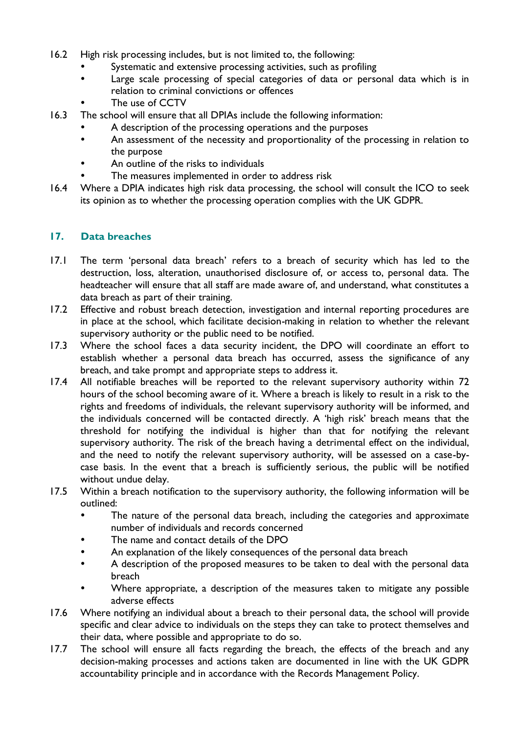16.2 High risk processing includes, but is not limited to, the following:

- Systematic and extensive processing activities, such as profiling
- Large scale processing of special categories of data or personal data which is in relation to criminal convictions or offences
- The use of CCTV

16.3 The school will ensure that all DPIAs include the following information:

- A description of the processing operations and the purposes
- An assessment of the necessity and proportionality of the processing in relation to the purpose
- An outline of the risks to individuals
- The measures implemented in order to address risk

16.4 Where a DPIA indicates high risk data processing, the school will consult the ICO to seek its opinion as to whether the processing operation complies with the UK GDPR.

## 17. Data breaches

17.1 The term 'personal data breach' refers to a breach of security which has led to the destruction, loss, alteration, unauthorised disclosure of, or access to, personal data. The headteacher will ensure that all staff are made aware of, and understand, what constitutes a data breach as part of their training.

17.2 Effective and robust breach detection, investigation and internal reporting procedures are in place at the school, which facilitate decision-making in relation to whether the relevant supervisory authority or the public need to be notified.

17.3 Where the school faces a data security incident, the DPO will coordinate an effort to establish whether a personal data breach has occurred, assess the significance of any breach, and take prompt and appropriate steps to address it.

17.4 All notifiable breaches will be reported to the relevant supervisory authority within 72 hours of the school becoming aware of it. Where a breach is likely to result in a risk to the rights and freedoms of individuals, the relevant supervisory authority will be informed, and the individuals concerned will be contacted directly. A 'high risk' breach means that the threshold for notifying the individual is higher than that for notifying the relevant supervisory authority. The risk of the breach having a detrimental effect on the individual, and the need to notify the relevant supervisory authority, will be assessed on a case-by-case basis. In the event that a breach is sufficiently serious, the public will be notified without undue delay.

17.5 Within a breach notification to the supervisory authority, the following information will be outlined:

- The nature of the personal data breach, including the categories and approximate number of individuals and records concerned
- The name and contact details of the DPO
- An explanation of the likely consequences of the personal data breach
- A description of the proposed measures to be taken to deal with the personal data breach
- Where appropriate, a description of the measures taken to mitigate any possible adverse effects

17.6 Where notifying an individual about a breach to their personal data, the school will provide specific and clear advice to individuals on the steps they can take to protect themselves and their data, where possible and appropriate to do so.

17.7 The school will ensure all facts regarding the breach, the effects of the breach and any decision-making processes and actions taken are documented in line with the UK GDPR accountability principle and in accordance with the Records Management Policy.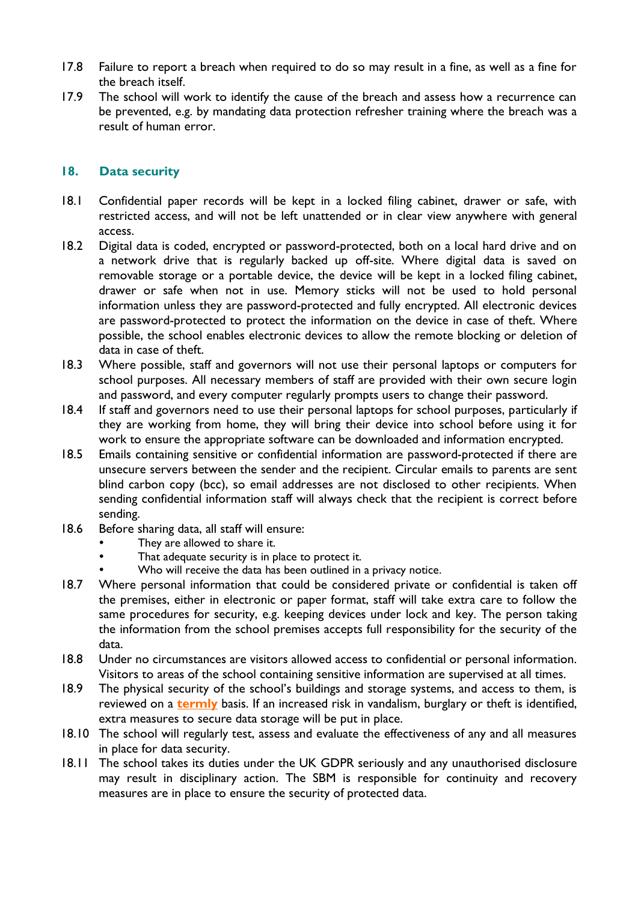17.8 Failure to report a breach when required to do so may result in a fine, as well as a fine for the breach itself.

17.9 The school will work to identify the cause of the breach and assess how a recurrence can be prevented, e.g. by mandating data protection refresher training where the breach was a result of human error.

## 18. Data security

18.1 Confidential paper records will be kept in a locked filing cabinet, drawer or safe, with restricted access, and will not be left unattended or in clear view anywhere with general access.

18.2 Digital data is coded, encrypted or password-protected, both on a local hard drive and on a network drive that is regularly backed up off-site. Where digital data is saved on removable storage or a portable device, the device will be kept in a locked filing cabinet, drawer or safe when not in use. Memory sticks will not be used to hold personal information unless they are password-protected and fully encrypted. All electronic devices are password-protected to protect the information on the device in case of theft. Where possible, the school enables electronic devices to allow the remote blocking or deletion of data in case of theft.

18.3 Where possible, staff and governors will not use their personal laptops or computers for school purposes. All necessary members of staff are provided with their own secure login and password, and every computer regularly prompts users to change their password.

18.4 If staff and governors need to use their personal laptops for school purposes, particularly if they are working from home, they will bring their device into school before using it for work to ensure the appropriate software can be downloaded and information encrypted.

18.5 Emails containing sensitive or confidential information are password-protected if there are unsecure servers between the sender and the recipient. Circular emails to parents are sent blind carbon copy (bcc), so email addresses are not disclosed to other recipients. When sending confidential information staff will always check that the recipient is correct before sending.

18.6 Before sharing data, all staff will ensure:

- They are allowed to share it.
- That adequate security is in place to protect it.
- Who will receive the data has been outlined in a privacy notice.

18.7 Where personal information that could be considered private or confidential is taken off the premises, either in electronic or paper format, staff will take extra care to follow the same procedures for security, e.g. keeping devices under lock and key. The person taking the information from the school premises accepts full responsibility for the security of the data.

18.8 Under no circumstances are visitors allowed access to confidential or personal information. Visitors to areas of the school containing sensitive information are supervised at all times.

18.9 The physical security of the school's buildings and storage systems, and access to them, is reviewed on a **termly** basis. If an increased risk in vandalism, burglary or theft is identified, extra measures to secure data storage will be put in place.

18.10 The school will regularly test, assess and evaluate the effectiveness of any and all measures in place for data security.

18.11 The school takes its duties under the UK GDPR seriously and any unauthorised disclosure may result in disciplinary action. The SBM is responsible for continuity and recovery measures are in place to ensure the security of protected data.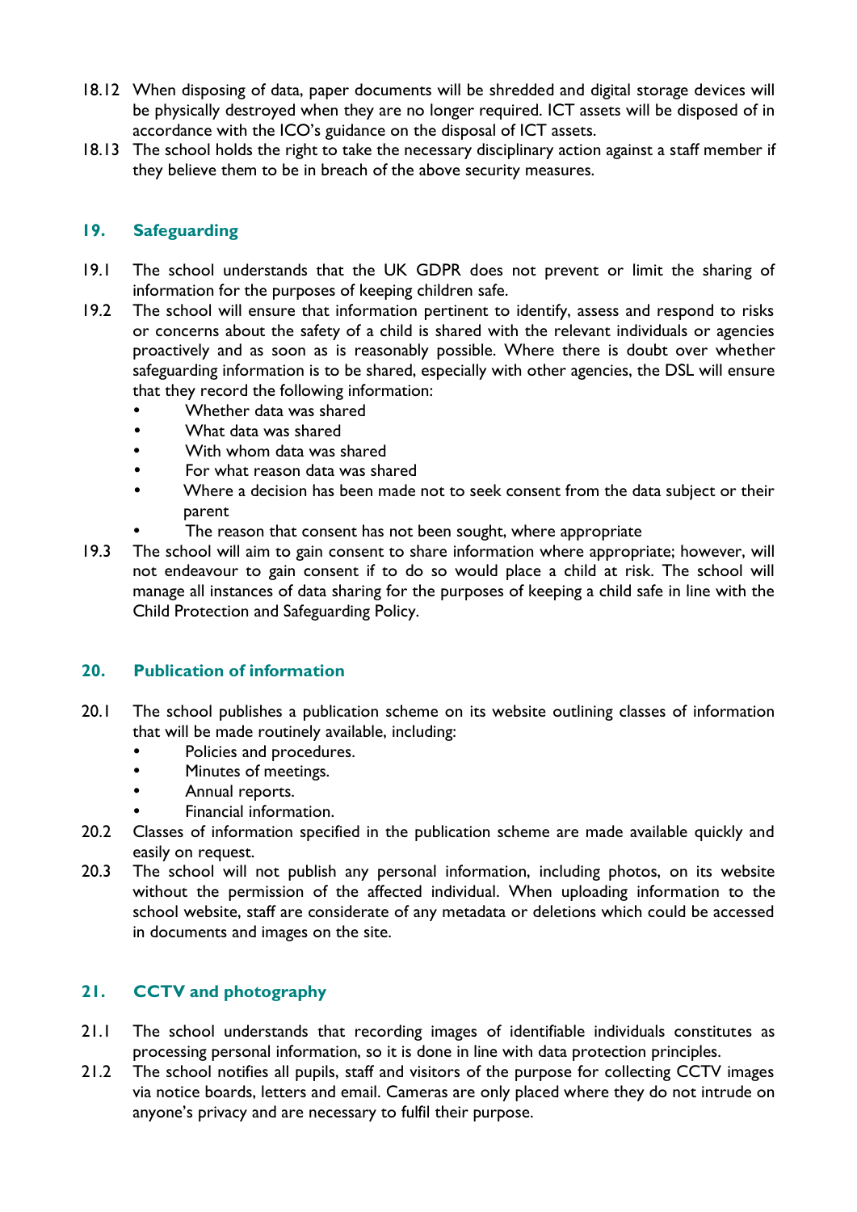18.12 When disposing of data, paper documents will be shredded and digital storage devices will be physically destroyed when they are no longer required. ICT assets will be disposed of in accordance with the ICO's guidance on the disposal of ICT assets.

18.13 The school holds the right to take the necessary disciplinary action against a staff member if they believe them to be in breach of the above security measures.

## 19. Safeguarding

19.1 The school understands that the UK GDPR does not prevent or limit the sharing of information for the purposes of keeping children safe.

19.2 The school will ensure that information pertinent to identify, assess and respond to risks or concerns about the safety of a child is shared with the relevant individuals or agencies proactively and as soon as is reasonably possible. Where there is doubt over whether safeguarding information is to be shared, especially with other agencies, the DSL will ensure that they record the following information:

- Whether data was shared
- What data was shared
- With whom data was shared
- For what reason data was shared
- Where a decision has been made not to seek consent from the data subject or their parent
- The reason that consent has not been sought, where appropriate

19.3 The school will aim to gain consent to share information where appropriate; however, will not endeavour to gain consent if to do so would place a child at risk. The school will manage all instances of data sharing for the purposes of keeping a child safe in line with the Child Protection and Safeguarding Policy.

## 20. Publication of information

20.1 The school publishes a publication scheme on its website outlining classes of information that will be made routinely available, including:

- Policies and procedures.
- Minutes of meetings.
- Annual reports.
- Financial information.

20.2 Classes of information specified in the publication scheme are made available quickly and easily on request.

20.3 The school will not publish any personal information, including photos, on its website without the permission of the affected individual. When uploading information to the school website, staff are considerate of any metadata or deletions which could be accessed in documents and images on the site.

## 21. CCTV and photography

21.1 The school understands that recording images of identifiable individuals constitutes as processing personal information, so it is done in line with data protection principles.

21.2 The school notifies all pupils, staff and visitors of the purpose for collecting CCTV images via notice boards, letters and email. Cameras are only placed where they do not intrude on anyone's privacy and are necessary to fulfil their purpose.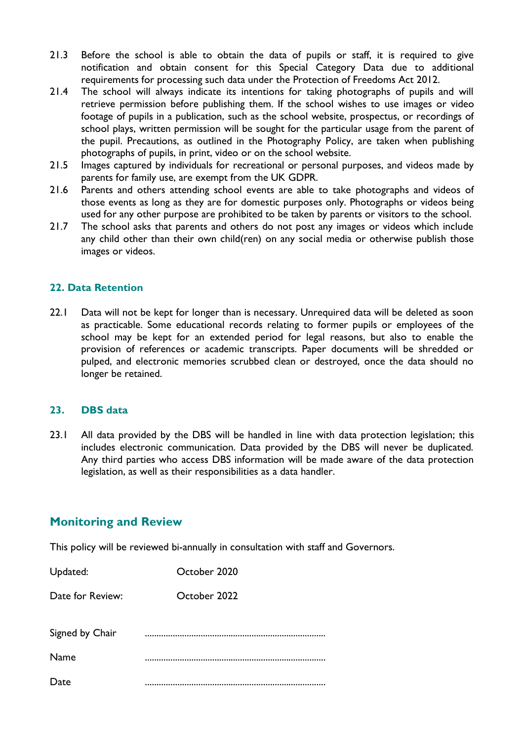21.3 Before the school is able to obtain the data of pupils or staff, it is required to give notification and obtain consent for this Special Category Data due to additional requirements for processing such data under the Protection of Freedoms Act 2012.

21.4 The school will always indicate its intentions for taking photographs of pupils and will retrieve permission before publishing them. If the school wishes to use images or video footage of pupils in a publication, such as the school website, prospectus, or recordings of school plays, written permission will be sought for the particular usage from the parent of the pupil. Precautions, as outlined in the Photography Policy, are taken when publishing photographs of pupils, in print, video or on the school website.

21.5 Images captured by individuals for recreational or personal purposes, and videos made by parents for family use, are exempt from the UK GDPR.

21.6 Parents and others attending school events are able to take photographs and videos of those events as long as they are for domestic purposes only. Photographs or videos being used for any other purpose are prohibited to be taken by parents or visitors to the school.

21.7 The school asks that parents and others do not post any images or videos which include any child other than their own child(ren) on any social media or otherwise publish those images or videos.

### 22. Data Retention

22.1 Data will not be kept for longer than is necessary. Unrequired data will be deleted as soon as practicable. Some educational records relating to former pupils or employees of the school may be kept for an extended period for legal reasons, but also to enable the provision of references or academic transcripts. Paper documents will be shredded or pulped, and electronic memories scrubbed clean or destroyed, once the data should no longer be retained.

### 23. DBS data

23.1 All data provided by the DBS will be handled in line with data protection legislation; this includes electronic communication. Data provided by the DBS will never be duplicated. Any third parties who access DBS information will be made aware of the data protection legislation, as well as their responsibilities as a data handler.

## Monitoring and Review

This policy will be reviewed bi-annually in consultation with staff and Governors.

Updated: October 2020

Date for Review: October 2022

Signed by Chair ..............................................................................

Name ..............................................................................

Date ..............................................................................